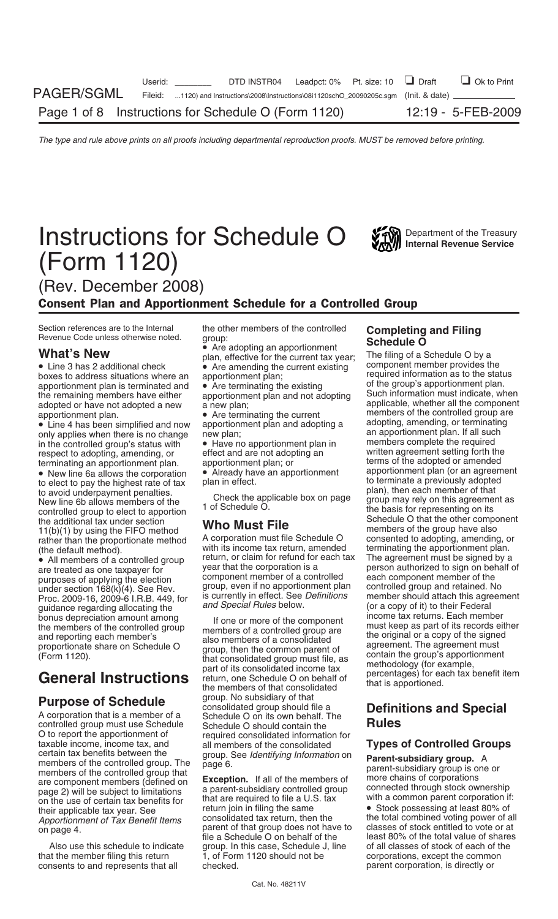*The type and rule above prints on all proofs including departmental reproduction proofs. MUST be removed before printing.*

# Instructions for Schedule O (Form 1120)

Department of the Treasury
**Internal Revenue Service**

(Rev. December 2008)

**Consent Plan and Apportionment Schedule for a Controlled Group**

Section references are to the Internal Revenue Code unless otherwise noted.

## What's New

- Line 3 has 2 additional check boxes to address situations where an apportionment plan is terminated and the remaining members have either adopted or have not adopted a new apportionment plan.
- Line 4 has been simplified and now only applies when there is no change in the controlled group's status with respect to adopting, amending, or terminating an apportionment plan.
- New line 6a allows the corporation to elect to pay the highest rate of tax to avoid underpayment penalties.

New line 6b allows members of the controlled group to elect to apportion the additional tax under section 11(b)(1) by using the FIFO method rather than the proportionate method (the default method).

- All members of a controlled group are treated as one taxpayer for purposes of applying the election under section 168(k)(4). See Rev. Proc. 2009-16, 2009-6 I.R.B. 449, for guidance regarding allocating the bonus depreciation amount among the members of the controlled group and reporting each member's proportionate share on Schedule O (Form 1120).

# General Instructions

## Purpose of Schedule

A corporation that is a member of a controlled group must use Schedule O to report the apportionment of taxable income, income tax, and certain tax benefits between the members of the controlled group. The members of the controlled group that are component members (defined on page 2) will be subject to limitations on the use of certain tax benefits for their applicable tax year. See *Apportionment of Tax Benefit Items* on page 4.

Also use this schedule to indicate that the member filing this return consents to and represents that all the other members of the controlled group:

- Are adopting an apportionment plan, effective for the current tax year;
- Are amending the current existing apportionment plan;
- Are terminating the existing apportionment plan and not adopting a new plan;
- Are terminating the current apportionment plan and adopting a new plan;
- Have no apportionment plan in effect and are not adopting an apportionment plan; or
- Already have an apportionment plan in effect.

Check the applicable box on page 1 of Schedule O.

## Who Must File

A corporation must file Schedule O with its income tax return, amended return, or claim for refund for each tax year that the corporation is a component member of a controlled group, even if no apportionment plan is currently in effect. See *Definitions and Special Rules* below.

If one or more of the component members of a controlled group are also members of a consolidated group, then the common parent of that consolidated group must file, as part of its consolidated income tax return, one Schedule O on behalf of the members of that consolidated group. No subsidiary of that consolidated group should file a Schedule O on its own behalf. The Schedule O should contain the required consolidated information for all members of the consolidated group. See *Identifying Information* on page 6.

**Exception.** If all of the members of a parent-subsidiary controlled group that are required to file a U.S. tax return join in filing the same consolidated tax return, then the parent of that group does not have to file a Schedule O on behalf of the group. In this case, Schedule J, line 1, of Form 1120 should not be checked.

## Completing and Filing Schedule O

The filing of a Schedule O by a component member provides the required information as to the status of the group's apportionment plan. Such information must indicate, when applicable, whether all the component members of the controlled group are adopting, amending, or terminating an apportionment plan. If all such members complete the required written agreement setting forth the terms of the adopted or amended apportionment plan (or an agreement to terminate a previously adopted plan), then each member of that group may rely on this agreement as the basis for representing on its Schedule O that the other component members of the group have also consented to adopting, amending, or terminating the apportionment plan. The agreement must be signed by a person authorized to sign on behalf of each component member of the controlled group and retained. No member should attach this agreement (or a copy of it) to their Federal income tax returns. Each member must keep as part of its records either the original or a copy of the signed agreement. The agreement must contain the group's apportionment methodology (for example, percentages) for each tax benefit item that is apportioned.

## Definitions and Special Rules

### Types of Controlled Groups

**Parent-subsidiary group.** A parent-subsidiary group is one or more chains of corporations connected through stock ownership with a common parent corporation if:

- Stock possessing at least 80% of the total combined voting power of all classes of stock entitled to vote or at least 80% of the total value of shares of all classes of stock of each of the corporations, except the common parent corporation, is directly or

Cat. No. 48211V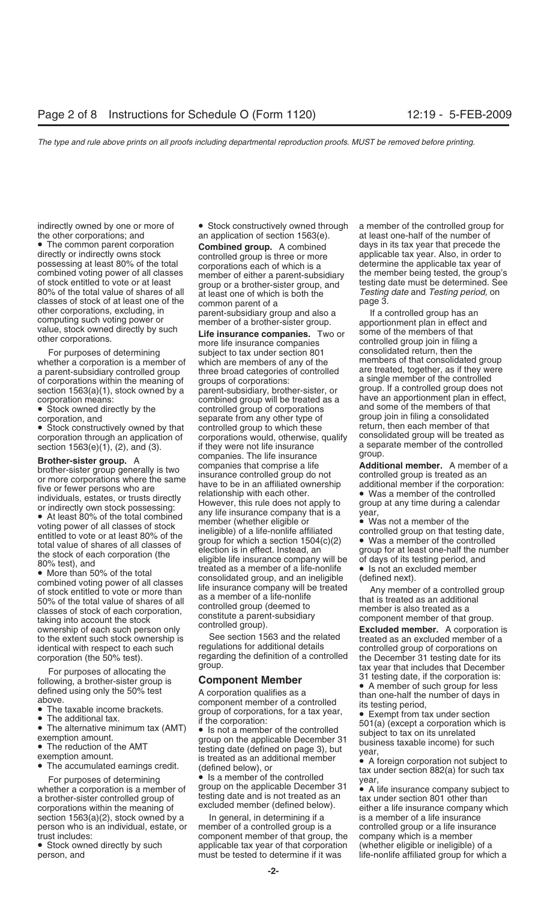indirectly owned by one or more of the other corporations; and

- The common parent corporation directly or indirectly owns stock possessing at least 80% of the total combined voting power of all classes of stock entitled to vote or at least 80% of the total value of shares of all classes of stock of at least one of the other corporations, excluding, in computing such voting power or value, stock owned directly by such other corporations.

For purposes of determining whether a corporation is a member of a parent-subsidiary controlled group of corporations within the meaning of section 1563(a)(1), stock owned by a corporation means:

- Stock owned directly by the corporation, and
- Stock constructively owned by that corporation through an application of section 1563(e)(1), (2), and (3).

**Brother-sister group.** A brother-sister group generally is two or more corporations where the same five or fewer persons who are individuals, estates, or trusts directly or indirectly own stock possessing:

- At least 80% of the total combined voting power of all classes of stock entitled to vote or at least 80% of the total value of shares of all classes of the stock of each corporation (the 80% test), and
- More than 50% of the total combined voting power of all classes of stock entitled to vote or more than 50% of the total value of shares of all classes of stock of each corporation, taking into account the stock ownership of each such person only to the extent such stock ownership is identical with respect to each such corporation (the 50% test).

For purposes of allocating the following, a brother-sister group is defined using only the 50% test above.

- The taxable income brackets.
- The additional tax.
- The alternative minimum tax (AMT) exemption amount.
- The reduction of the AMT exemption amount.
- The accumulated earnings credit.

For purposes of determining whether a corporation is a member of a brother-sister controlled group of corporations within the meaning of section 1563(a)(2), stock owned by a person who is an individual, estate, or trust includes:

- Stock owned directly by such person, and
- Stock constructively owned through an application of section 1563(e).

**Combined group.** A combined controlled group is three or more corporations each of which is a member of either a parent-subsidiary group or a brother-sister group, and at least one of which is both the common parent of a parent-subsidiary group and also a member of a brother-sister group.

**Life insurance companies.** Two or more life insurance companies subject to tax under section 801 which are members of any of the three broad categories of controlled groups of corporations: parent-subsidiary, brother-sister, or combined group will be treated as a controlled group of corporations separate from any other type of controlled group to which these corporations would, otherwise, qualify if they were not life insurance companies. The life insurance companies that comprise a life insurance controlled group do not have to be in an affiliated ownership relationship with each other. However, this rule does not apply to any life insurance company that is a member (whether eligible or ineligible) of a life-nonlife affiliated group for which a section 1504(c)(2) election is in effect. Instead, an eligible life insurance company will be treated as a member of a life-nonlife consolidated group, and an ineligible life insurance company will be treated as a member of a life-nonlife controlled group (deemed to constitute a parent-subsidiary controlled group).

See section 1563 and the related regulations for additional details regarding the definition of a controlled group.

## Component Member

A corporation qualifies as a component member of a controlled group of corporations, for a tax year, if the corporation:

- Is not a member of the controlled group on the applicable December 31 testing date (defined on page 3), but is treated as an additional member (defined below), or
- Is a member of the controlled group on the applicable December 31 testing date and is not treated as an excluded member (defined below).

In general, in determining if a member of a controlled group is a component member of that group, the applicable tax year of that corporation must be tested to determine if it was a member of the controlled group for at least one-half of the number of days in its tax year that precede the applicable tax year. Also, in order to determine the applicable tax year of the member being tested, the group's testing date must be determined. See *Testing date* and *Testing period,* on page 3.

If a controlled group has an apportionment plan in effect and some of the members of that controlled group join in filing a consolidated return, then the members of that consolidated group are treated, together, as if they were a single member of the controlled group. If a controlled group does not have an apportionment plan in effect, and some of the members of that group join in filing a consolidated return, then each member of that consolidated group will be treated as a separate member of the controlled group.

**Additional member.** A member of a controlled group is treated as an additional member if the corporation:

- Was a member of the controlled group at any time during a calendar year,
- Was not a member of the controlled group on that testing date,
- Was a member of the controlled group for at least one-half the number of days of its testing period, and
- Is not an excluded member (defined next).

Any member of a controlled group that is treated as an additional member is also treated as a component member of that group.

**Excluded member.** A corporation is treated as an excluded member of a controlled group of corporations on the December 31 testing date for its tax year that includes that December 31 testing date, if the corporation is:

- A member of such group for less than one-half the number of days in its testing period,
- Exempt from tax under section 501(a) (except a corporation which is subject to tax on its unrelated business taxable income) for such year,
- A foreign corporation not subject to tax under section 882(a) for such tax year,
- A life insurance company subject to tax under section 801 other than either a life insurance company which is a member of a life insurance controlled group or a life insurance company which is a member (whether eligible or ineligible) of a life-nonlife affiliated group for which a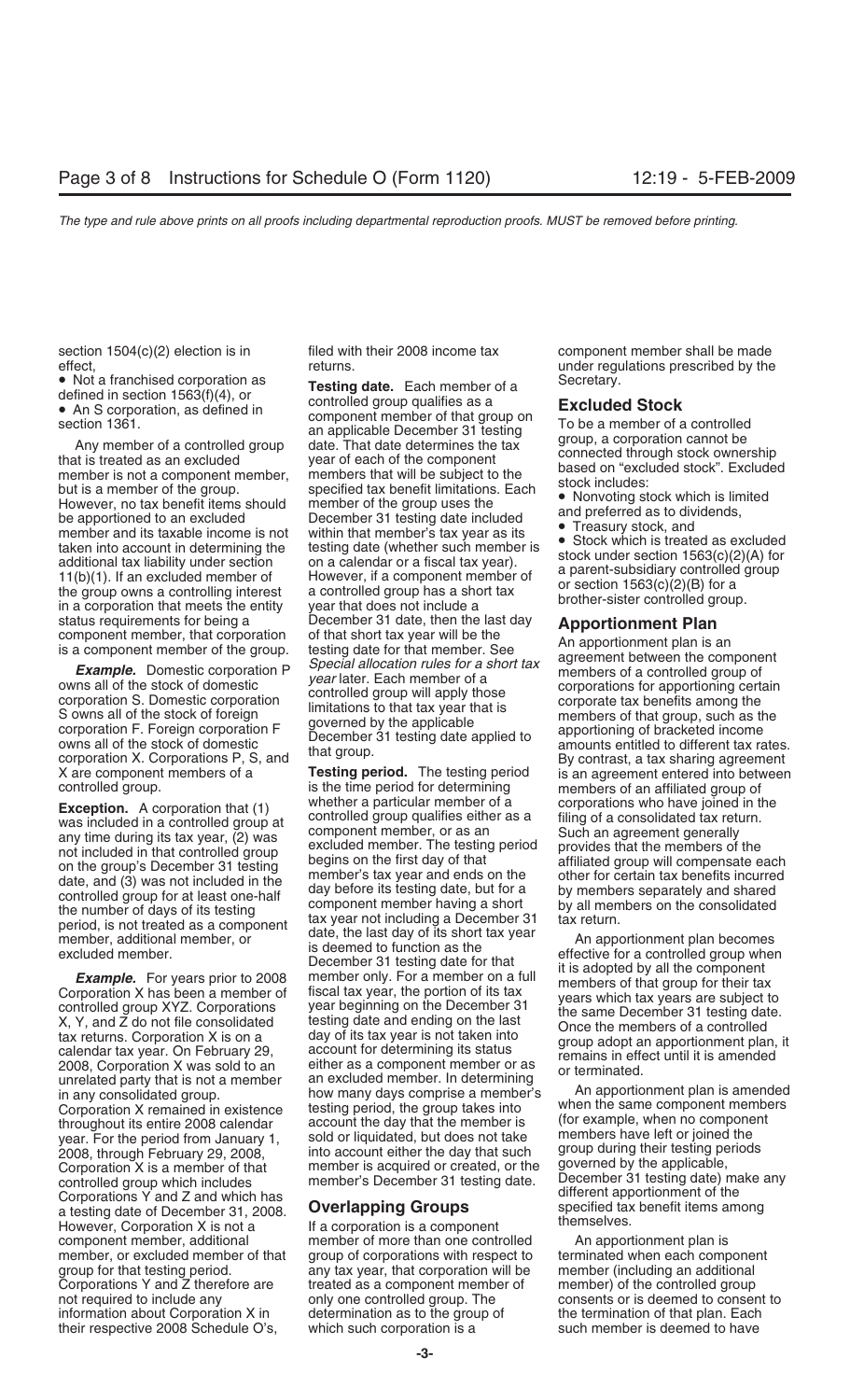section 1504(c)(2) election is in effect,

- Not a franchised corporation as defined in section 1563(f)(4), or
- An S corporation, as defined in section 1361.

Any member of a controlled group that is treated as an excluded member is not a component member, but is a member of the group. However, no tax benefit items should be apportioned to an excluded member and its taxable income is not taken into account in determining the additional tax liability under section 11(b)(1). If an excluded member of the group owns a controlling interest in a corporation that meets the entity status requirements for being a component member, that corporation is a component member of the group.

***Example.*** Domestic corporation P owns all of the stock of domestic corporation S. Domestic corporation S owns all of the stock of foreign corporation F. Foreign corporation F owns all of the stock of domestic corporation X. Corporations P, S, and X are component members of a controlled group.

**Exception.** A corporation that (1) was included in a controlled group at any time during its tax year, (2) was not included in that controlled group on the group's December 31 testing date, and (3) was not included in the controlled group for at least one-half the number of days of its testing period, is not treated as a component member, additional member, or excluded member.

***Example.*** For years prior to 2008 Corporation X has been a member of controlled group XYZ. Corporations X, Y, and Z do not file consolidated tax returns. Corporation X is on a calendar tax year. On February 29, 2008, Corporation X was sold to an unrelated party that is not a member in any consolidated group. Corporation X remained in existence throughout its entire 2008 calendar year. For the period from January 1, 2008, through February 29, 2008, Corporation X is a member of that controlled group which includes Corporations Y and Z and which has a testing date of December 31, 2008. However, Corporation X is not a component member, additional member, or excluded member of that group for that testing period. Corporations Y and Z therefore are not required to include any information about Corporation X in their respective 2008 Schedule O's, filed with their 2008 income tax returns.

**Testing date.** Each member of a controlled group qualifies as a component member of that group on an applicable December 31 testing date. That date determines the tax year of each of the component members that will be subject to the specified tax benefit limitations. Each member of the group uses the December 31 testing date included within that member's tax year as its testing date (whether such member is on a calendar or a fiscal tax year). However, if a component member of a controlled group has a short tax year that does not include a December 31 date, then the last day of that short tax year will be the testing date for that member. See *Special allocation rules for a short tax year* later. Each member of a controlled group will apply those limitations to that tax year that is governed by the applicable December 31 testing date applied to that group.

**Testing period.** The testing period is the time period for determining whether a particular member of a controlled group qualifies either as a component member, or as an excluded member. The testing period begins on the first day of that member's tax year and ends on the day before its testing date, but for a component member having a short tax year not including a December 31 date, the last day of its short tax year is deemed to function as the December 31 testing date for that member only. For a member on a full fiscal tax year, the portion of its tax year beginning on the December 31 testing date and ending on the last day of its tax year is not taken into account for determining its status either as a component member or as an excluded member. In determining how many days comprise a member's testing period, the group takes into account the day that the member is sold or liquidated, but does not take into account either the day that such member is acquired or created, or the member's December 31 testing date.

## Overlapping Groups

If a corporation is a component member of more than one controlled group of corporations with respect to any tax year, that corporation will be treated as a component member of only one controlled group. The determination as to the group of which such corporation is a component member shall be made under regulations prescribed by the Secretary.

## Excluded Stock

To be a member of a controlled group, a corporation cannot be connected through stock ownership based on "excluded stock". Excluded stock includes:

- Nonvoting stock which is limited and preferred as to dividends,
- Treasury stock, and
- Stock which is treated as excluded stock under section 1563(c)(2)(A) for a parent-subsidiary controlled group or section 1563(c)(2)(B) for a brother-sister controlled group.

## Apportionment Plan

An apportionment plan is an agreement between the component members of a controlled group of corporations for apportioning certain corporate tax benefits among the members of that group, such as the apportioning of bracketed income amounts entitled to different tax rates. By contrast, a tax sharing agreement is an agreement entered into between members of an affiliated group of corporations who have joined in the filing of a consolidated tax return. Such an agreement generally provides that the members of the affiliated group will compensate each other for certain tax benefits incurred by members separately and shared by all members on the consolidated tax return.

An apportionment plan becomes effective for a controlled group when it is adopted by all the component members of that group for their tax years which tax years are subject to the same December 31 testing date. Once the members of a controlled group adopt an apportionment plan, it remains in effect until it is amended or terminated.

An apportionment plan is amended when the same component members (for example, when no component members have left or joined the group during their testing periods governed by the applicable, December 31 testing date) make any different apportionment of the specified tax benefit items among themselves.

An apportionment plan is terminated when each component member (including an additional member) of the controlled group consents or is deemed to consent to the termination of that plan. Each such member is deemed to have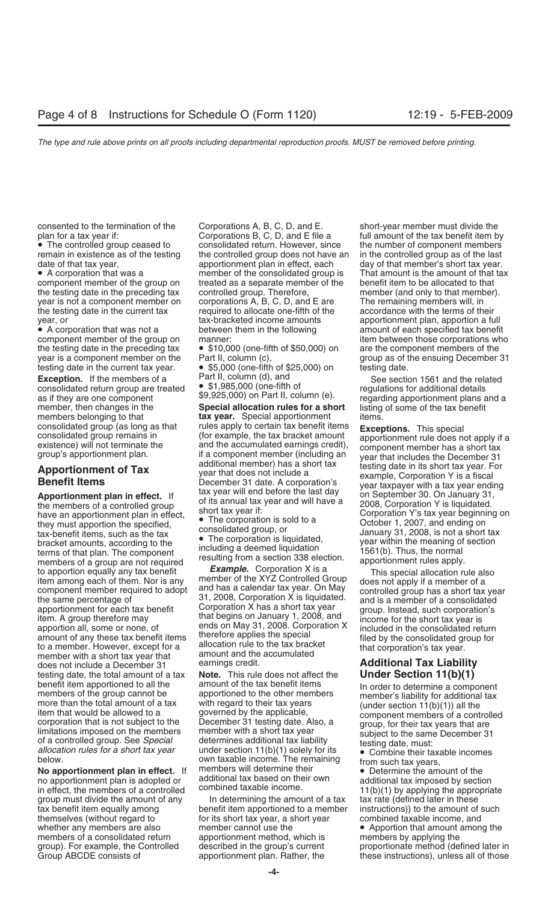consented to the termination of the plan for a tax year if:

- The controlled group ceased to remain in existence as of the testing date of that tax year,
- A corporation that was a component member of the group on the testing date in the preceding tax year is not a component member on the testing date in the current tax year, or
- A corporation that was not a component member of the group on the testing date in the preceding tax year is a component member on the testing date in the current tax year.

**Exception.** If the members of a consolidated return group are treated as if they are one component member, then changes in the members belonging to that consolidated group (as long as that consolidated group remains in existence) will not terminate the group's apportionment plan.

## Apportionment of Tax Benefit Items

**Apportionment plan in effect.** If the members of a controlled group have an apportionment plan in effect, they must apportion the specified, tax-benefit items, such as the tax bracket amounts, according to the terms of that plan. The component members of a group are not required to apportion equally any tax benefit item among each of them. Nor is any component member required to adopt the same percentage of apportionment for each tax benefit item. A group therefore may apportion all, some or none, of amount of any these tax benefit items to a member. However, except for a member with a short tax year that does not include a December 31 testing date, the total amount of a tax benefit item apportioned to all the members of the group cannot be more than the total amount of a tax item that would be allowed to a corporation that is not subject to the limitations imposed on the members of a controlled group. See *Special allocation rules for a short tax year* below.

**No apportionment plan in effect.** If no apportionment plan is adopted or in effect, the members of a controlled group must divide the amount of any tax benefit item equally among themselves (without regard to whether any members are also members of a consolidated return group). For example, the Controlled Group ABCDE consists of Corporations A, B, C, D, and E. Corporations B, C, D, and E file a consolidated return. However, since the controlled group does not have an apportionment plan in effect, each member of the consolidated group is treated as a separate member of the controlled group. Therefore, corporations A, B, C, D, and E are required to allocate one-fifth of the tax-bracketed income amounts between them in the following manner:

- $10,000 (one-fifth of $50,000) on Part II, column (c),
- $5,000 (one-fifth of $25,000) on Part II, column (d), and
- $1,985,000 (one-fifth of $9,925,000) on Part II, column (e).

**Special allocation rules for a short tax year.** Special apportionment rules apply to certain tax benefit items (for example, the tax bracket amount and the accumulated earnings credit), if a component member (including an additional member) has a short tax year that does not include a December 31 date. A corporation's tax year will end before the last day of its annual tax year and will have a short tax year if:

- The corporation is sold to a consolidated group, or
- The corporation is liquidated, including a deemed liquidation resulting from a section 338 election.

***Example.*** Corporation X is a member of the XYZ Controlled Group and has a calendar tax year. On May 31, 2008, Corporation X is liquidated. Corporation X has a short tax year that begins on January 1, 2008, and ends on May 31, 2008. Corporation X therefore applies the special allocation rule to the tax bracket amount and the accumulated earnings credit.

**Note.** This rule does not affect the amount of the tax benefit items apportioned to the other members with regard to their tax years governed by the applicable, December 31 testing date. Also, a member with a short tax year determines additional tax liability under section 11(b)(1) solely for its own taxable income. The remaining members will determine their additional tax based on their own combined taxable income.

In determining the amount of a tax benefit item apportioned to a member for its short tax year, a short year member cannot use the apportionment method, which is described in the group's current apportionment plan. Rather, the short-year member must divide the full amount of the tax benefit item by the number of component members in the controlled group as of the last day of that member's short tax year. That amount is the amount of that tax benefit item to be allocated to that member (and only to that member). The remaining members will, in accordance with the terms of their apportionment plan, apportion a full amount of each specified tax benefit item between those corporations who are the component members of the group as of the ensuing December 31 testing date.

See section 1561 and the related regulations for additional details regarding apportionment plans and a listing of some of the tax benefit items.

**Exceptions.** This special apportionment rule does not apply if a component member has a short tax year that includes the December 31 testing date in its short tax year. For example, Corporation Y is a fiscal year taxpayer with a tax year ending on September 30. On January 31, 2008, Corporation Y is liquidated. Corporation Y's tax year beginning on October 1, 2007, and ending on January 31, 2008, is not a short tax year within the meaning of section 1561(b). Thus, the normal apportionment rules apply.

This special allocation rule also does not apply if a member of a controlled group has a short tax year and is a member of a consolidated group. Instead, such corporation's income for the short tax year is included in the consolidated return filed by the consolidated group for that corporation's tax year.

## Additional Tax Liability Under Section 11(b)(1)

In order to determine a component member's liability for additional tax (under section 11(b)(1)) all the component members of a controlled group, for their tax years that are subject to the same December 31 testing date, must:

- Combine their taxable incomes from such tax years,
- Determine the amount of the additional tax imposed by section 11(b)(1) by applying the appropriate tax rate (defined later in these instructions)) to the amount of such combined taxable income, and
- Apportion that amount among the members by applying the proportionate method (defined later in these instructions), unless all of those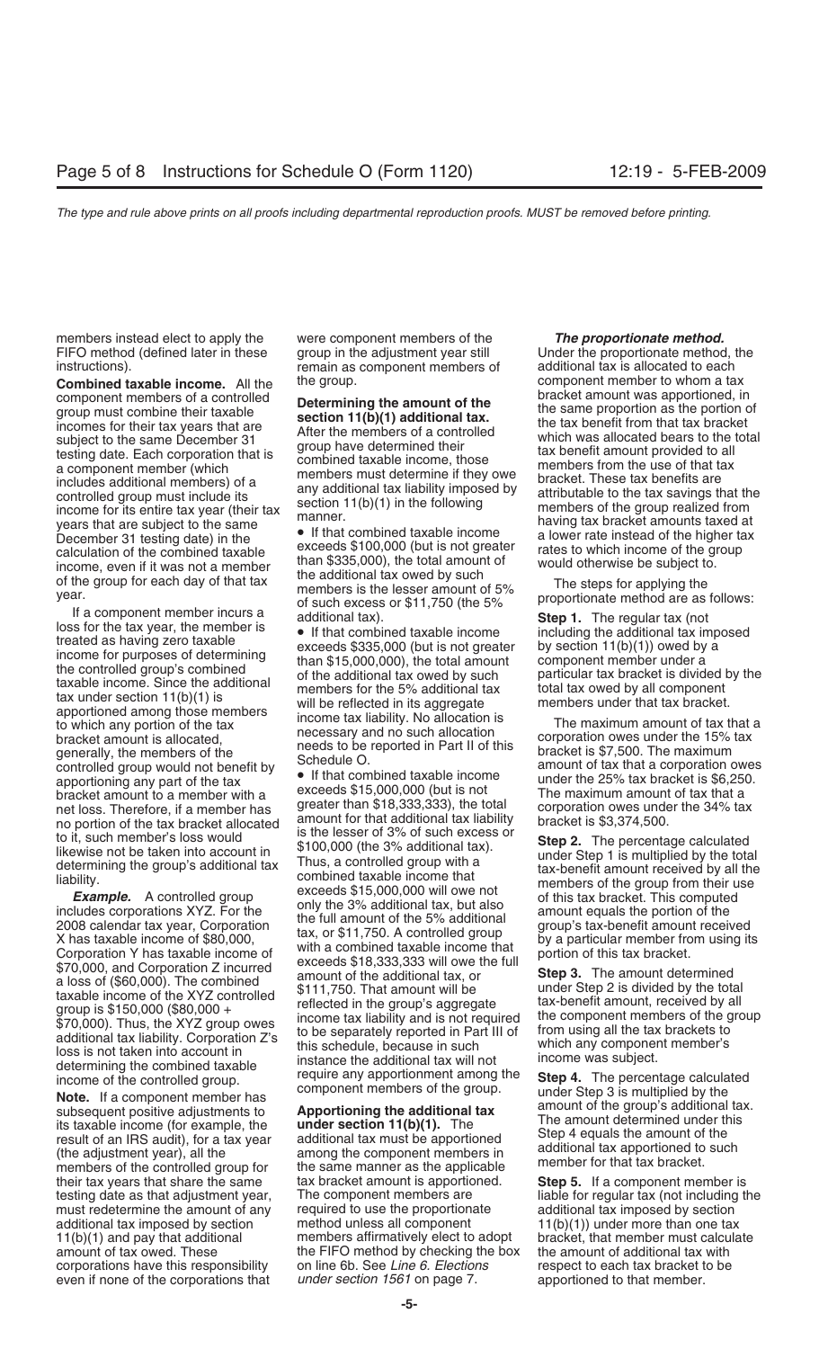members instead elect to apply the FIFO method (defined later in these instructions).

**Combined taxable income.** All the component members of a controlled group must combine their taxable incomes for their tax years that are subject to the same December 31 testing date. Each corporation that is a component member (which includes additional members) of a controlled group must include its income for its entire tax year (their tax years that are subject to the same December 31 testing date) in the calculation of the combined taxable income, even if it was not a member of the group for each day of that tax year.

If a component member incurs a loss for the tax year, the member is treated as having zero taxable income for purposes of determining the controlled group's combined taxable income. Since the additional tax under section 11(b)(1) is apportioned among those members to which any portion of the tax bracket amount is allocated, generally, the members of the controlled group would not benefit by apportioning any part of the tax bracket amount to a member with a net loss. Therefore, if a member has no portion of the tax bracket allocated to it, such member's loss would likewise not be taken into account in determining the group's additional tax liability.

***Example.*** A controlled group includes corporations XYZ. For the 2008 calendar tax year, Corporation X has taxable income of $80,000, Corporation Y has taxable income of $70,000, and Corporation Z incurred a loss of ($60,000). The combined taxable income of the XYZ controlled group is $150,000 ($80,000 + $70,000). Thus, the XYZ group owes additional tax liability. Corporation Z's loss is not taken into account in determining the combined taxable income of the controlled group.

**Note.** If a component member has subsequent positive adjustments to its taxable income (for example, the result of an IRS audit), for a tax year (the adjustment year), all the members of the controlled group for their tax years that share the same testing date as that adjustment year, must redetermine the amount of any additional tax imposed by section 11(b)(1) and pay that additional amount of tax owed. These corporations have this responsibility even if none of the corporations that were component members of the group in the adjustment year still remain as component members of the group.

**Determining the amount of the section 11(b)(1) additional tax.** After the members of a controlled group have determined their combined taxable income, those members must determine if they owe any additional tax liability imposed by section 11(b)(1) in the following manner.

- If that combined taxable income exceeds $100,000 (but is not greater than $335,000), the total amount of the additional tax owed by such members is the lesser amount of 5% of such excess or $11,750 (the 5% additional tax).
- If that combined taxable income exceeds $335,000 (but is not greater than $15,000,000), the total amount of the additional tax owed by such members for the 5% additional tax will be reflected in its aggregate income tax liability. No allocation is necessary and no such allocation needs to be reported in Part II of this Schedule O.
- If that combined taxable income exceeds $15,000,000 (but is not greater than $18,333,333), the total amount for that additional tax liability is the lesser of 3% of such excess or $100,000 (the 3% additional tax). Thus, a controlled group with a combined taxable income that exceeds $15,000,000 will owe not only the 3% additional tax, but also the full amount of the 5% additional tax, or $11,750. A controlled group with a combined taxable income that exceeds $18,333,333 will owe the full amount of the additional tax, or $111,750. That amount will be reflected in the group's aggregate income tax liability and is not required to be separately reported in Part III of this schedule, because in such instance the additional tax will not require any apportionment among the component members of the group.

**Apportioning the additional tax under section 11(b)(1).** The additional tax must be apportioned among the component members in the same manner as the applicable tax bracket amount is apportioned. The component members are required to use the proportionate method unless all component members affirmatively elect to adopt the FIFO method by checking the box on line 6b. See *Line 6. Elections under section 1561* on page 7.

***The proportionate method.*** Under the proportionate method, the additional tax is allocated to each component member to whom a tax bracket amount was apportioned, in the same proportion as the portion of the tax benefit from that tax bracket which was allocated bears to the total tax benefit amount provided to all members from the use of that tax bracket. These tax benefits are attributable to the tax savings that the members of the group realized from having tax bracket amounts taxed at a lower rate instead of the higher tax rates to which income of the group would otherwise be subject to.

The steps for applying the proportionate method are as follows:

**Step 1.** The regular tax (not including the additional tax imposed by section 11(b)(1)) owed by a component member under a particular tax bracket is divided by the total tax owed by all component members under that tax bracket.

The maximum amount of tax that a corporation owes under the 15% tax bracket is $7,500. The maximum amount of tax that a corporation owes under the 25% tax bracket is $6,250. The maximum amount of tax that a corporation owes under the 34% tax bracket is $3,374,500.

**Step 2.** The percentage calculated under Step 1 is multiplied by the total tax-benefit amount received by all the members of the group from their use of this tax bracket. This computed amount equals the portion of the group's tax-benefit amount received by a particular member from using its portion of this tax bracket.

**Step 3.** The amount determined under Step 2 is divided by the total tax-benefit amount, received by all the component members of the group from using all the tax brackets to which any component member's income was subject.

**Step 4.** The percentage calculated under Step 3 is multiplied by the amount of the group's additional tax. The amount determined under this Step 4 equals the amount of the additional tax apportioned to such member for that tax bracket.

**Step 5.** If a component member is liable for regular tax (not including the additional tax imposed by section 11(b)(1)) under more than one tax bracket, that member must calculate the amount of additional tax with respect to each tax bracket to be apportioned to that member.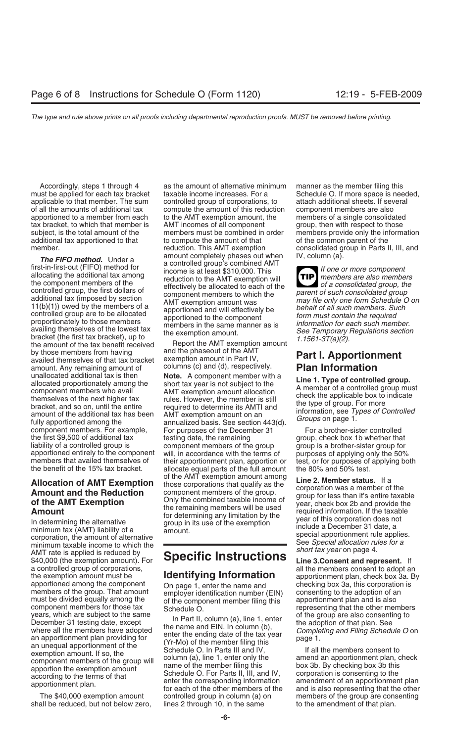Accordingly, steps 1 through 4 must be applied for each tax bracket applicable to that member. The sum of all the amounts of additional tax apportioned to a member from each tax bracket, to which that member is subject, is the total amount of the additional tax apportioned to that member.

***The FIFO method.*** Under a first-in-first-out (FIFO) method for allocating the additional tax among the component members of the controlled group, the first dollars of additional tax (imposed by section 11(b)(1)) owed by the members of a controlled group are to be allocated proportionately to those members availing themselves of the lowest tax bracket (the first tax bracket), up to the amount of the tax benefit received by those members from having availed themselves of that tax bracket amount. Any remaining amount of unallocated additional tax is then allocated proportionately among the component members who avail themselves of the next higher tax bracket, and so on, until the entire amount of the additional tax has been fully apportioned among the component members. For example, the first $9,500 of additional tax liability of a controlled group is apportioned entirely to the component members that availed themselves of the benefit of the 15% tax bracket.

## Allocation of AMT Exemption Amount and the Reduction of the AMT Exemption Amount

In determining the alternative minimum tax (AMT) liability of a corporation, the amount of alternative minimum taxable income to which the AMT rate is applied is reduced by $40,000 (the exemption amount). For a controlled group of corporations, the exemption amount must be apportioned among the component members of the group. That amount must be divided equally among the component members for those tax years, which are subject to the same December 31 testing date, except where all the members have adopted an apportionment plan providing for an unequal apportionment of the exemption amount. If so, the component members of the group will apportion the exemption amount according to the terms of that apportionment plan.

The $40,000 exemption amount shall be reduced, but not below zero, as the amount of alternative minimum taxable income increases. For a controlled group of corporations, to compute the amount of this reduction to the AMT exemption amount, the AMT incomes of all component members must be combined in order to compute the amount of that reduction. This AMT exemption amount completely phases out when a controlled group's combined AMT income is at least $310,000. This reduction to the AMT exemption will effectively be allocated to each of the component members to which the AMT exemption amount was apportioned and will effectively be apportioned to the component members in the same manner as is the exemption amount.

Report the AMT exemption amount and the phaseout of the AMT exemption amount in Part IV, columns (c) and (d), respectively.

**Note.** A component member with a short tax year is not subject to the AMT exemption amount allocation rules. However, the member is still required to determine its AMTI and AMT exemption amount on an annualized basis. See section 443(d). For purposes of the December 31 testing date, the remaining component members of the group will, in accordance with the terms of their apportionment plan, apportion or allocate equal parts of the full amount of the AMT exemption amount among those corporations that qualify as the component members of the group. Only the combined taxable income of the remaining members will be used for determining any limitation by the group in its use of the exemption amount.

# Specific Instructions

## Identifying Information

On page 1, enter the name and employer identification number (EIN) of the component member filing this Schedule O.

In Part II, column (a), line 1, enter the name and EIN. In column (b), enter the ending date of the tax year (Yr-Mo) of the member filing this Schedule O. In Parts III and IV, column (a), line 1, enter only the name of the member filing this Schedule O. For Parts II, III, and IV, enter the corresponding information for each of the other members of the controlled group in column (a) on lines 2 through 10, in the same manner as the member filing this Schedule O. If more space is needed, attach additional sheets. If several component members are also members of a single consolidated group, then with respect to those members provide only the information of the common parent of the consolidated group in Parts II, III, and IV, column (a).

**TIP** *If one or more component members are also members of a consolidated group, the parent of such consolidated group may file only one form Schedule O on behalf of all such members. Such form must contain the required information for each such member. See Temporary Regulations section 1.1561-3T(a)(2).*

## Part I. Apportionment Plan Information

**Line 1. Type of controlled group.** A member of a controlled group must check the applicable box to indicate the type of group. For more information, see *Types of Controlled Groups* on page 1.

For a brother-sister controlled group, check box 1b whether that group is a brother-sister group for purposes of applying only the 50% test, or for purposes of applying both the 80% and 50% test.

**Line 2. Member status.** If a corporation was a member of the group for less than it's entire taxable year, check box 2b and provide the required information. If the taxable year of this corporation does not include a December 31 date, a special apportionment rule applies. See *Special allocation rules for a short tax year* on page 4.

**Line 3.Consent and represent.** If all the members consent to adopt an apportionment plan, check box 3a. By checking box 3a, this corporation is consenting to the adoption of an apportionment plan and is also representing that the other members of the group are also consenting to the adoption of that plan. See *Completing and Filing Schedule O* on page 1.

If all the members consent to amend an apportionment plan, check box 3b. By checking box 3b this corporation is consenting to the amendment of an apportionment plan and is also representing that the other members of the group are consenting to the amendment of that plan.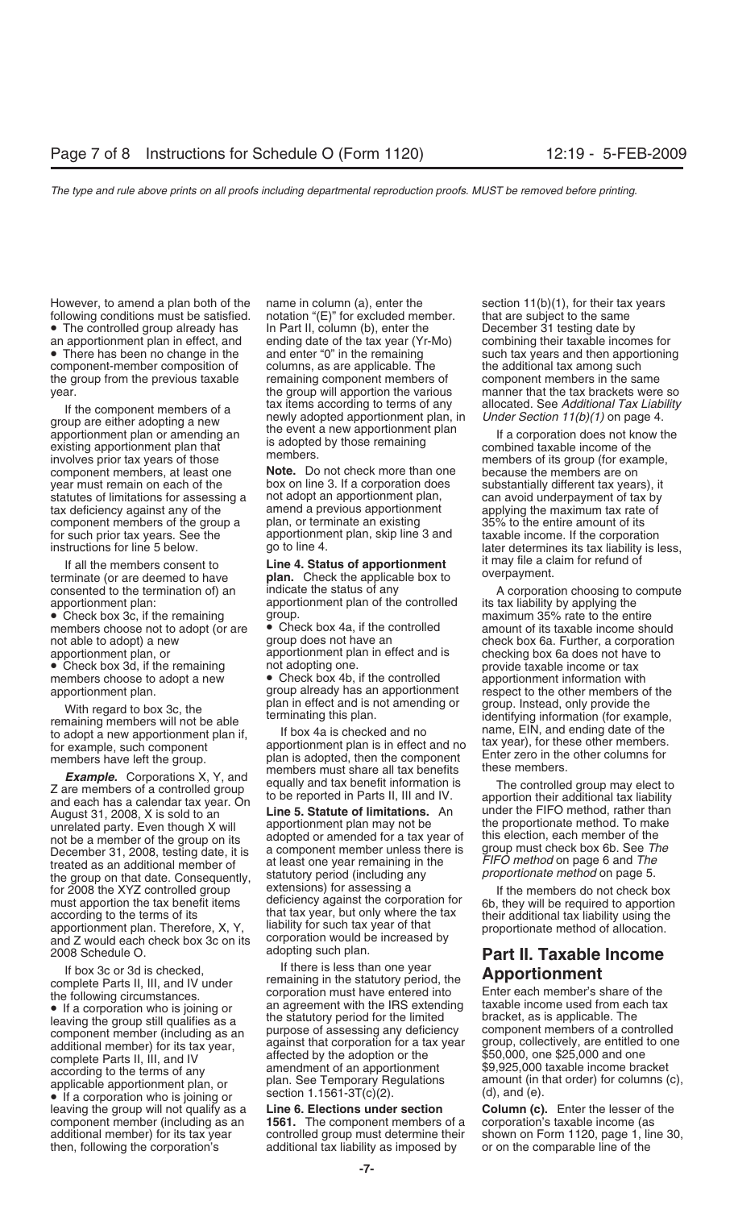However, to amend a plan both of the following conditions must be satisfied.

- The controlled group already has an apportionment plan in effect, and
- There has been no change in the component-member composition of the group from the previous taxable year.

If the component members of a group are either adopting a new apportionment plan or amending an existing apportionment plan that involves prior tax years of those component members, at least one year must remain on each of the statutes of limitations for assessing a tax deficiency against any of the component members of the group a for such prior tax years. See the instructions for line 5 below.

If all the members consent to terminate (or are deemed to have consented to the termination of) an apportionment plan:

- Check box 3c, if the remaining members choose not to adopt (or are not able to adopt) a new apportionment plan, or
- Check box 3d, if the remaining members choose to adopt a new apportionment plan.

With regard to box 3c, the remaining members will not be able to adopt a new apportionment plan if, for example, such component members have left the group.

***Example.*** Corporations X, Y, and Z are members of a controlled group and each has a calendar tax year. On August 31, 2008, X is sold to an unrelated party. Even though X will not be a member of the group on its December 31, 2008, testing date, it is treated as an additional member of the group on that date. Consequently, for 2008 the XYZ controlled group must apportion the tax benefit items according to the terms of its apportionment plan. Therefore, X, Y, and Z would each check box 3c on its 2008 Schedule O.

If box 3c or 3d is checked, complete Parts II, III, and IV under the following circumstances.

- If a corporation who is joining or leaving the group still qualifies as a component member (including as an additional member) for its tax year, complete Parts II, III, and IV according to the terms of any applicable apportionment plan, or
- If a corporation who is joining or leaving the group will not qualify as a component member (including as an additional member) for its tax year then, following the corporation's name in column (a), enter the notation "(E)" for excluded member. In Part II, column (b), enter the ending date of the tax year (Yr-Mo) and enter "0" in the remaining columns, as are applicable. The remaining component members of the group will apportion the various tax items according to terms of any newly adopted apportionment plan, in the event a new apportionment plan is adopted by those remaining members.

**Note.** Do not check more than one box on line 3. If a corporation does not adopt an apportionment plan, amend a previous apportionment plan, or terminate an existing apportionment plan, skip line 3 and go to line 4.

**Line 4. Status of apportionment plan.** Check the applicable box to indicate the status of any apportionment plan of the controlled group.

- Check box 4a, if the controlled group does not have an apportionment plan in effect and is not adopting one.
- Check box 4b, if the controlled group already has an apportionment plan in effect and is not amending or terminating this plan.

If box 4a is checked and no apportionment plan is in effect and no plan is adopted, then the component members must share all tax benefits equally and tax benefit information is to be reported in Parts II, III and IV.

**Line 5. Statute of limitations.** An apportionment plan may not be adopted or amended for a tax year of a component member unless there is at least one year remaining in the statutory period (including any extensions) for assessing a deficiency against the corporation for that tax year, but only where the tax liability for such tax year of that corporation would be increased by adopting such plan.

If there is less than one year remaining in the statutory period, the corporation must have entered into an agreement with the IRS extending the statutory period for the limited purpose of assessing any deficiency against that corporation for a tax year affected by the adoption or the amendment of an apportionment plan. See Temporary Regulations section 1.1561-3T(c)(2).

**Line 6. Elections under section 1561.** The component members of a controlled group must determine their additional tax liability as imposed by section 11(b)(1), for their tax years that are subject to the same December 31 testing date by combining their taxable incomes for such tax years and then apportioning the additional tax among such component members in the same manner that the tax brackets were so allocated. See *Additional Tax Liability Under Section 11(b)(1)* on page 4.

If a corporation does not know the combined taxable income of the members of its group (for example, because the members are on substantially different tax years), it can avoid underpayment of tax by applying the maximum tax rate of 35% to the entire amount of its taxable income. If the corporation later determines its tax liability is less, it may file a claim for refund of overpayment.

A corporation choosing to compute its tax liability by applying the maximum 35% rate to the entire amount of its taxable income should check box 6a. Further, a corporation checking box 6a does not have to provide taxable income or tax apportionment information with respect to the other members of the group. Instead, only provide the identifying information (for example, name, EIN, and ending date of the tax year), for these other members. Enter zero in the other columns for these members.

The controlled group may elect to apportion their additional tax liability under the FIFO method, rather than the proportionate method. To make this election, each member of the group must check box 6b. See *The FIFO method* on page 6 and *The proportionate method* on page 5.

If the members do not check box 6b, they will be required to apportion their additional tax liability using the proportionate method of allocation.

## Part II. Taxable Income Apportionment

Enter each member's share of the taxable income used from each tax bracket, as is applicable. The component members of a controlled group, collectively, are entitled to one $50,000, one $25,000 and one $9,925,000 taxable income bracket amount (in that order) for columns (c), (d), and (e).

**Column (c).** Enter the lesser of the corporation's taxable income (as shown on Form 1120, page 1, line 30, or on the comparable line of the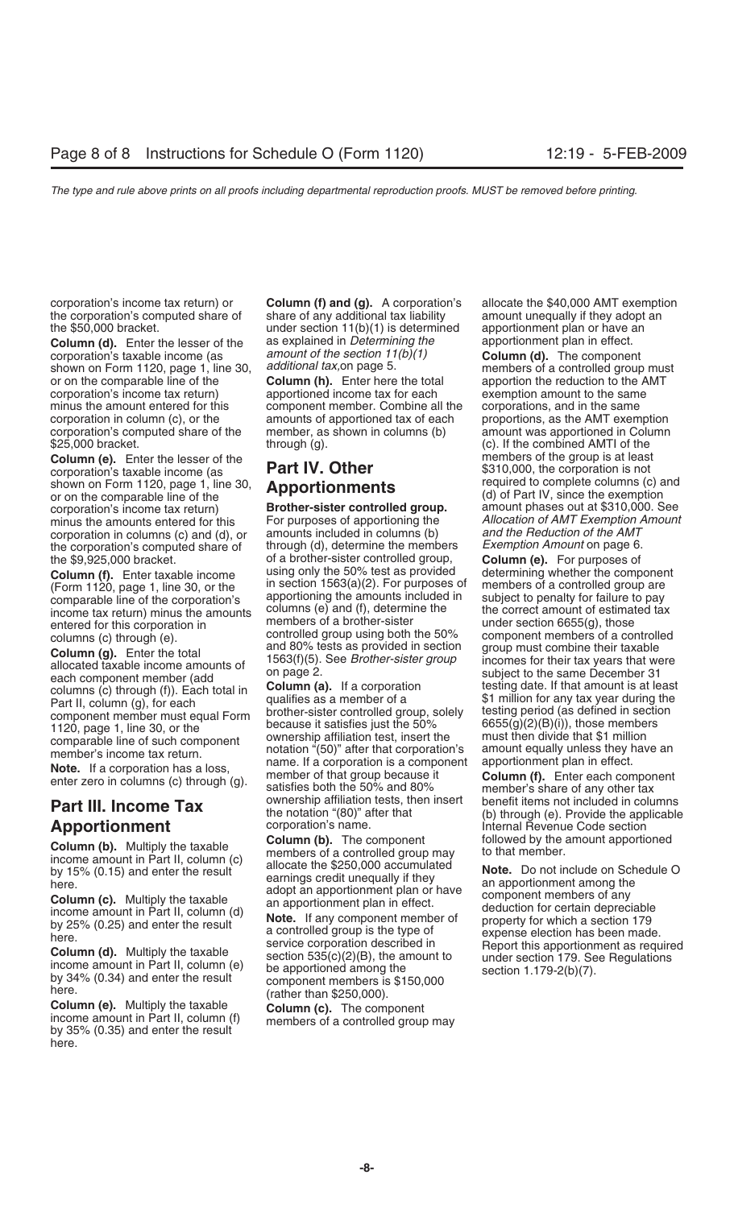corporation's income tax return) or the corporation's computed share of the $50,000 bracket.

**Column (d).** Enter the lesser of the corporation's taxable income (as shown on Form 1120, page 1, line 30, or on the comparable line of the corporation's income tax return) minus the amount entered for this corporation in column (c), or the corporation's computed share of the $25,000 bracket.

**Column (e).** Enter the lesser of the corporation's taxable income (as shown on Form 1120, page 1, line 30, or on the comparable line of the corporation's income tax return) minus the amounts entered for this corporation in columns (c) and (d), or the corporation's computed share of the $9,925,000 bracket.

**Column (f).** Enter taxable income (Form 1120, page 1, line 30, or the comparable line of the corporation's income tax return) minus the amounts entered for this corporation in columns (c) through (e).

**Column (g).** Enter the total allocated taxable income amounts of each component member (add columns (c) through (f)). Each total in Part II, column (g), for each component member must equal Form 1120, page 1, line 30, or the comparable line of such component member's income tax return.

**Note.** If a corporation has a loss, enter zero in columns (c) through (g).

## Part III. Income Tax Apportionment

**Column (b).** Multiply the taxable income amount in Part II, column (c) by 15% (0.15) and enter the result here.

**Column (c).** Multiply the taxable income amount in Part II, column (d) by 25% (0.25) and enter the result here.

**Column (d).** Multiply the taxable income amount in Part II, column (e) by 34% (0.34) and enter the result here.

**Column (e).** Multiply the taxable income amount in Part II, column (f) by 35% (0.35) and enter the result here.

**Column (f) and (g).** A corporation's share of any additional tax liability under section 11(b)(1) is determined as explained in *Determining the amount of the section 11(b)(1) additional tax,* on page 5.

**Column (h).** Enter here the total apportioned income tax for each component member. Combine all the amounts of apportioned tax of each member, as shown in columns (b) through (g).

## Part IV. Other Apportionments

**Brother-sister controlled group.** For purposes of apportioning the amounts included in columns (b) through (d), determine the members of a brother-sister controlled group, using only the 50% test as provided in section 1563(a)(2). For purposes of apportioning the amounts included in columns (e) and (f), determine the members of a brother-sister controlled group using both the 50% and 80% tests as provided in section 1563(f)(5). See *Brother-sister group* on page 2.

**Column (a).** If a corporation qualifies as a member of a brother-sister controlled group, solely because it satisfies just the 50% ownership affiliation test, insert the notation "(50)" after that corporation's name. If a corporation is a component member of that group because it satisfies both the 50% and 80% ownership affiliation tests, then insert the notation "(80)" after that corporation's name.

**Column (b).** The component members of a controlled group may allocate the $250,000 accumulated earnings credit unequally if they adopt an apportionment plan or have an apportionment plan in effect.

**Note.** If any component member of a controlled group is the type of service corporation described in section 535(c)(2)(B), the amount to be apportioned among the component members is $150,000 (rather than $250,000).

**Column (c).** The component members of a controlled group may allocate the $40,000 AMT exemption amount unequally if they adopt an apportionment plan or have an apportionment plan in effect.

**Column (d).** The component members of a controlled group must apportion the reduction to the AMT exemption amount to the same corporations, and in the same proportions, as the AMT exemption amount was apportioned in Column (c). If the combined AMTI of the members of the group is at least $310,000, the corporation is not required to complete columns (c) and (d) of Part IV, since the exemption amount phases out at $310,000. See *Allocation of AMT Exemption Amount and the Reduction of the AMT Exemption Amount* on page 6.

**Column (e).** For purposes of determining whether the component members of a controlled group are subject to penalty for failure to pay the correct amount of estimated tax under section 6655(g), those component members of a controlled group must combine their taxable incomes for their tax years that were subject to the same December 31 testing date. If that amount is at least $1 million for any tax year during the testing period (as defined in section 6655(g)(2)(B)(i)), those members must then divide that $1 million amount equally unless they have an apportionment plan in effect.

**Column (f).** Enter each component member's share of any other tax benefit items not included in columns (b) through (e). Provide the applicable Internal Revenue Code section followed by the amount apportioned to that member.

**Note.** Do not include on Schedule O an apportionment among the component members of any deduction for certain depreciable property for which a section 179 expense election has been made. Report this apportionment as required under section 179. See Regulations section 1.179-2(b)(7).